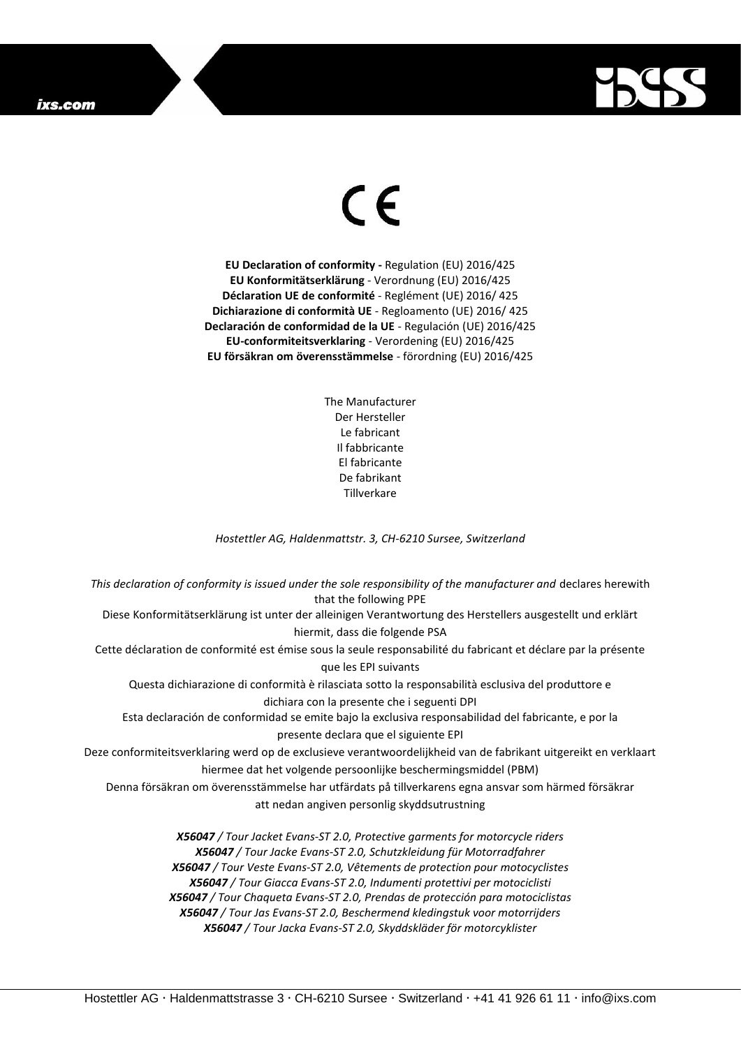CE

**EU Declaration of conformity -** Regulation (EU) 2016/425
**EU Konformitätserklärung** - Verordnung (EU) 2016/425
**Déclaration UE de conformité** - Reglément (UE) 2016/ 425
**Dichiarazione di conformità UE** - Regloamento (UE) 2016/ 425
**Declaración de conformidad de la UE** - Regulación (UE) 2016/425
**EU-conformiteitsverklaring** - Verordening (EU) 2016/425
**EU försäkran om överensstämmelse** - förordning (EU) 2016/425

The Manufacturer
Der Hersteller
Le fabricant
Il fabbricante
El fabricante
De fabrikant
Tillverkare

*Hostettler AG, Haldenmattstr. 3, CH-6210 Sursee, Switzerland*

*This declaration of conformity is issued under the sole responsibility of the manufacturer and* declares herewith that the following PPE
Diese Konformitätserklärung ist unter der alleinigen Verantwortung des Herstellers ausgestellt und erklärt hiermit, dass die folgende PSA
Cette déclaration de conformité est émise sous la seule responsabilité du fabricant et déclare par la présente que les EPI suivants
Questa dichiarazione di conformità è rilasciata sotto la responsabilità esclusiva del produttore e dichiara con la presente che i seguenti DPI
Esta declaración de conformidad se emite bajo la exclusiva responsabilidad del fabricante, e por la presente declara que el siguiente EPI
Deze conformiteitsverklaring werd op de exclusieve verantwoordelijkheid van de fabrikant uitgereikt en verklaart hiermee dat het volgende persoonlijke beschermingsmiddel (PBM)
Denna försäkran om överensstämmelse har utfärdats på tillverkarens egna ansvar som härmed försäkrar att nedan angiven personlig skyddsutrustning

***X56047** / Tour Jacket Evans-ST 2.0, Protective garments for motorcycle riders*
***X56047** / Tour Jacke Evans-ST 2.0, Schutzkleidung für Motorradfahrer*
***X56047** / Tour Veste Evans-ST 2.0, Vêtements de protection pour motocyclistes*
***X56047** / Tour Giacca Evans-ST 2.0, Indumenti protettivi per motociclisti*
***X56047** / Tour Chaqueta Evans-ST 2.0, Prendas de protección para motociclistas*
***X56047** / Tour Jas Evans-ST 2.0, Beschermend kledingstuk voor motorrijders*
***X56047** / Tour Jacka Evans-ST 2.0, Skyddskläder för motorcyklister*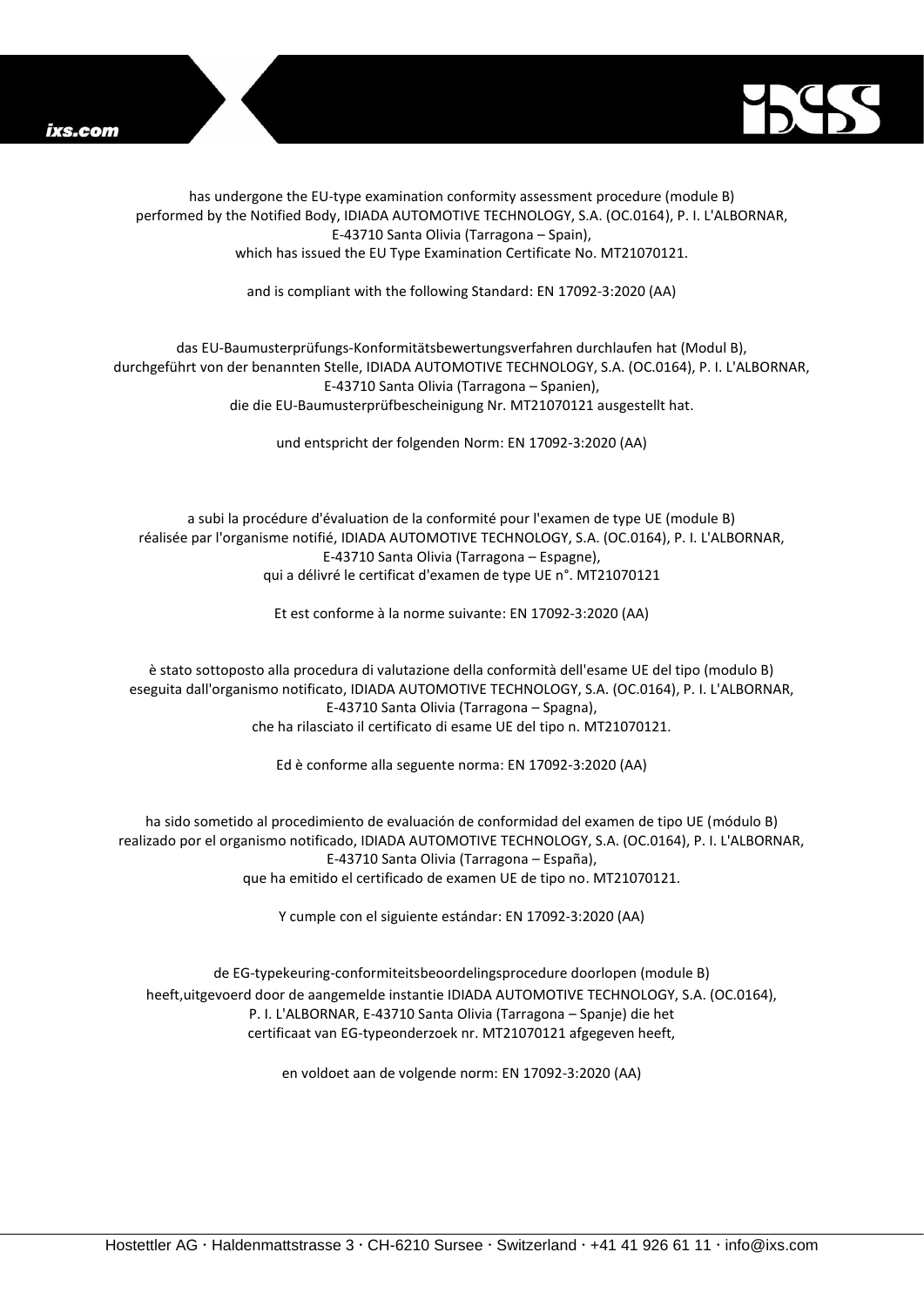has undergone the EU-type examination conformity assessment procedure (module B) performed by the Notified Body, IDIADA AUTOMOTIVE TECHNOLOGY, S.A. (OC.0164), P. I. L'ALBORNAR, E-43710 Santa Olivia (Tarragona – Spain), which has issued the EU Type Examination Certificate No. MT21070121.

and is compliant with the following Standard: EN 17092-3:2020 (AA)

das EU-Baumusterprüfungs-Konformitätsbewertungsverfahren durchlaufen hat (Modul B), durchgeführt von der benannten Stelle, IDIADA AUTOMOTIVE TECHNOLOGY, S.A. (OC.0164), P. I. L'ALBORNAR, E-43710 Santa Olivia (Tarragona – Spanien), die die EU-Baumusterprüfbescheinigung Nr. MT21070121 ausgestellt hat.

und entspricht der folgenden Norm: EN 17092-3:2020 (AA)

a subi la procédure d'évaluation de la conformité pour l'examen de type UE (module B) réalisée par l'organisme notifié, IDIADA AUTOMOTIVE TECHNOLOGY, S.A. (OC.0164), P. I. L'ALBORNAR, E-43710 Santa Olivia (Tarragona – Espagne), qui a délivré le certificat d'examen de type UE n°. MT21070121

Et est conforme à la norme suivante: EN 17092-3:2020 (AA)

è stato sottoposto alla procedura di valutazione della conformità dell'esame UE del tipo (modulo B) eseguita dall'organismo notificato, IDIADA AUTOMOTIVE TECHNOLOGY, S.A. (OC.0164), P. I. L'ALBORNAR, E-43710 Santa Olivia (Tarragona – Spagna), che ha rilasciato il certificato di esame UE del tipo n. MT21070121.

Ed è conforme alla seguente norma: EN 17092-3:2020 (AA)

ha sido sometido al procedimiento de evaluación de conformidad del examen de tipo UE (módulo B) realizado por el organismo notificado, IDIADA AUTOMOTIVE TECHNOLOGY, S.A. (OC.0164), P. I. L'ALBORNAR, E-43710 Santa Olivia (Tarragona – España), que ha emitido el certificado de examen UE de tipo no. MT21070121.

Y cumple con el siguiente estándar: EN 17092-3:2020 (AA)

de EG-typekeuring-conformiteitsbeoordelingsprocedure doorlopen (module B) heeft,uitgevoerd door de aangemelde instantie IDIADA AUTOMOTIVE TECHNOLOGY, S.A. (OC.0164), P. I. L'ALBORNAR, E-43710 Santa Olivia (Tarragona – Spanje) die het certificaat van EG-typeonderzoek nr. MT21070121 afgegeven heeft,

en voldoet aan de volgende norm: EN 17092-3:2020 (AA)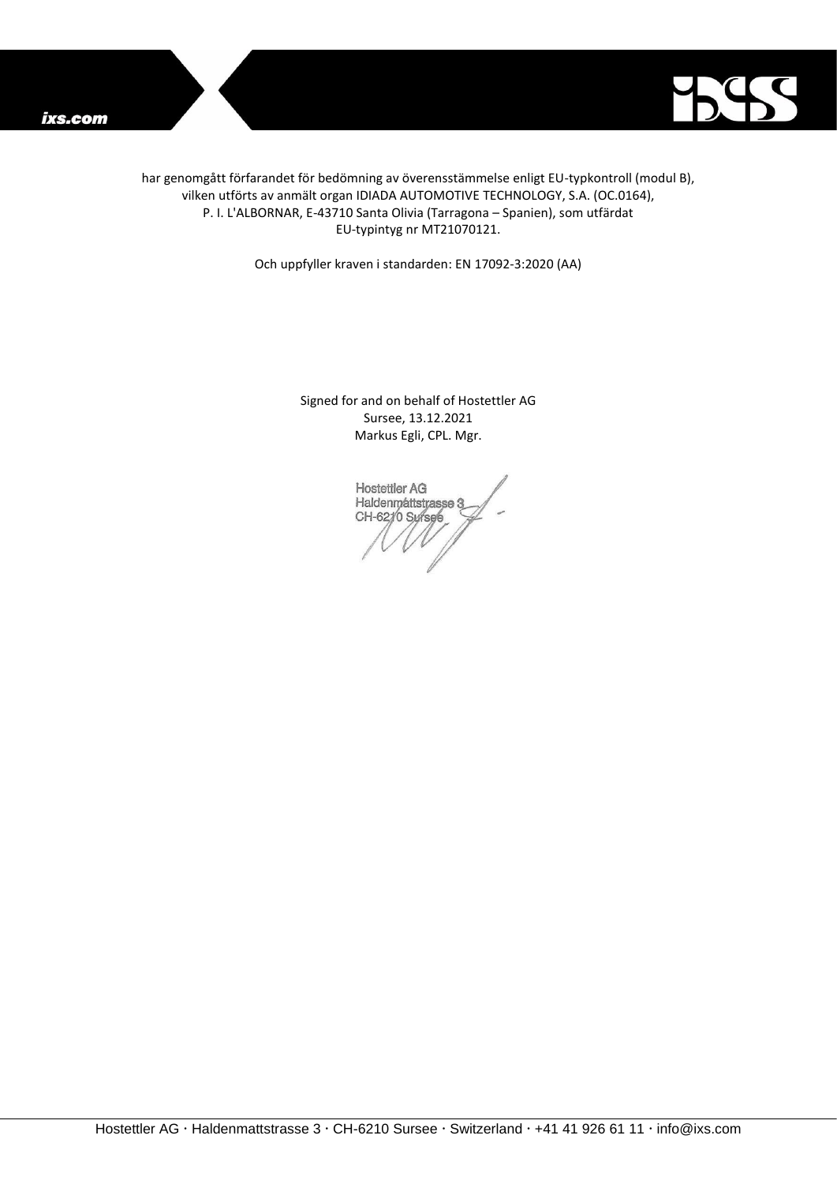har genomgått förfarandet för bedömning av överensstämmelse enligt EU-typkontroll (modul B), vilken utförts av anmält organ IDIADA AUTOMOTIVE TECHNOLOGY, S.A. (OC.0164), P. I. L'ALBORNAR, E-43710 Santa Olivia (Tarragona – Spanien), som utfärdat EU-typintyg nr MT21070121.

Och uppfyller kraven i standarden: EN 17092-3:2020 (AA)

Signed for and on behalf of Hostettler AG
Sursee, 13.12.2021
Markus Egli, CPL. Mgr.

Hostettler AG
Haldenmattstrasse 3
CH-6210 Sursee